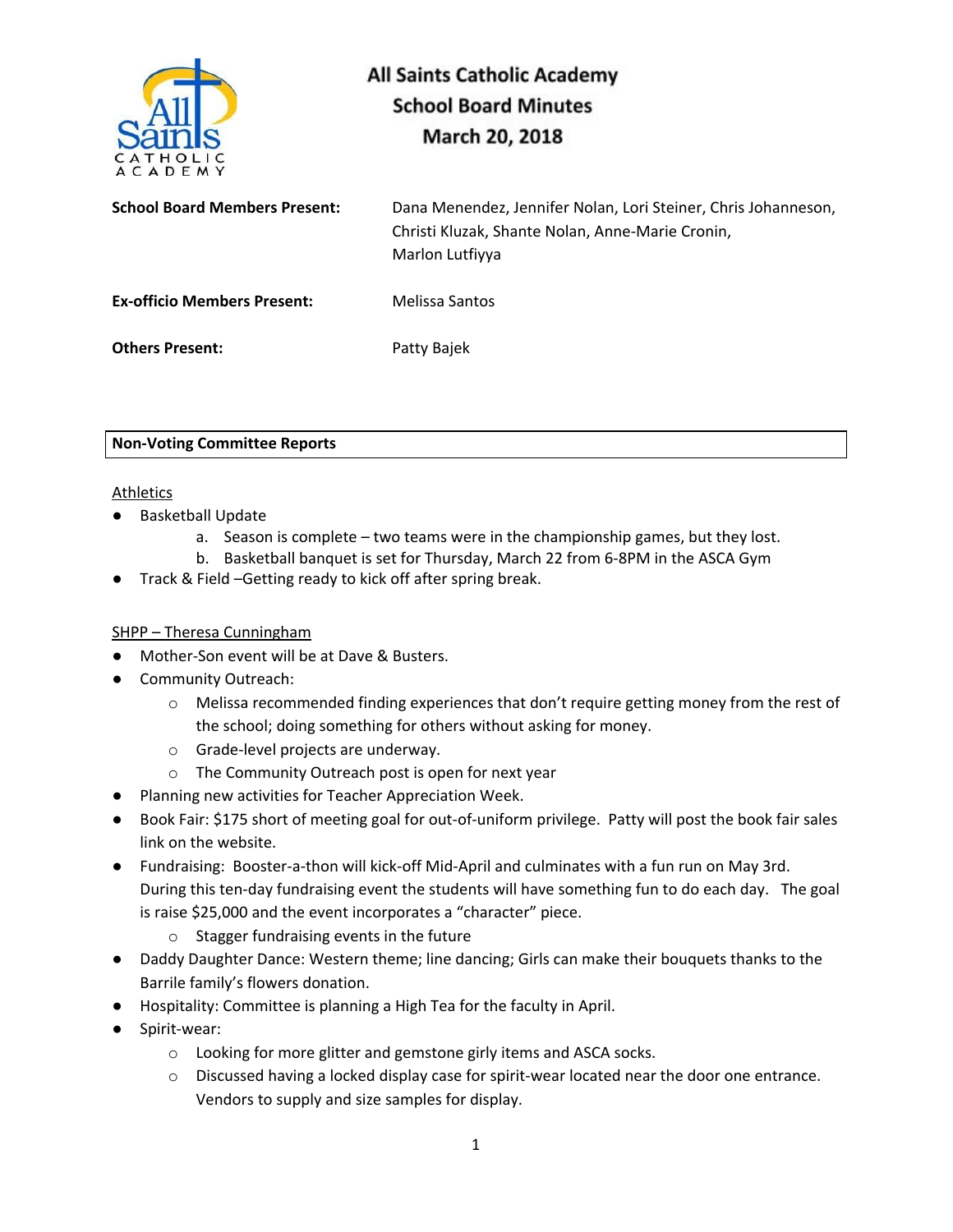# All Saints Catholic Academy
## School Board Minutes
## March 20, 2018

**School Board Members Present:** Dana Menendez, Jennifer Nolan, Lori Steiner, Chris Johanneson, Christi Kluzak, Shante Nolan, Anne-Marie Cronin, Marlon Lutfiyya

**Ex-officio Members Present:** Melissa Santos

**Others Present:** Patty Bajek

**Non-Voting Committee Reports**

Athletics

- Basketball Update
  a. Season is complete – two teams were in the championship games, but they lost.
  b. Basketball banquet is set for Thursday, March 22 from 6-8PM in the ASCA Gym
- Track & Field –Getting ready to kick off after spring break.

SHPP – Theresa Cunningham

- Mother-Son event will be at Dave & Busters.
- Community Outreach:
  - Melissa recommended finding experiences that don't require getting money from the rest of the school; doing something for others without asking for money.
  - Grade-level projects are underway.
  - The Community Outreach post is open for next year
- Planning new activities for Teacher Appreciation Week.
- Book Fair: $175 short of meeting goal for out-of-uniform privilege. Patty will post the book fair sales link on the website.
- Fundraising: Booster-a-thon will kick-off Mid-April and culminates with a fun run on May 3rd. During this ten-day fundraising event the students will have something fun to do each day. The goal is raise $25,000 and the event incorporates a "character" piece.
  - Stagger fundraising events in the future
- Daddy Daughter Dance: Western theme; line dancing; Girls can make their bouquets thanks to the Barrile family's flowers donation.
- Hospitality: Committee is planning a High Tea for the faculty in April.
- Spirit-wear:
  - Looking for more glitter and gemstone girly items and ASCA socks.
  - Discussed having a locked display case for spirit-wear located near the door one entrance. Vendors to supply and size samples for display.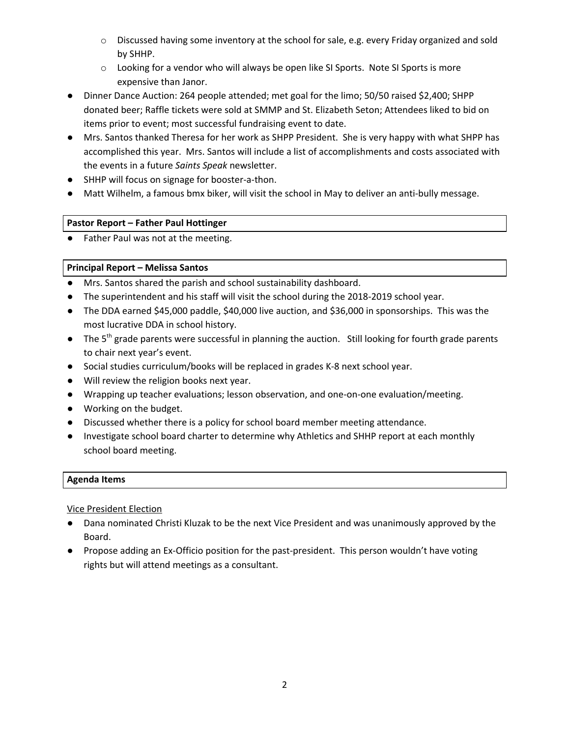- Discussed having some inventory at the school for sale, e.g. every Friday organized and sold by SHHP.
  - Looking for a vendor who will always be open like SI Sports. Note SI Sports is more expensive than Janor.
- Dinner Dance Auction: 264 people attended; met goal for the limo; 50/50 raised $2,400; SHPP donated beer; Raffle tickets were sold at SMMP and St. Elizabeth Seton; Attendees liked to bid on items prior to event; most successful fundraising event to date.
- Mrs. Santos thanked Theresa for her work as SHPP President. She is very happy with what SHPP has accomplished this year. Mrs. Santos will include a list of accomplishments and costs associated with the events in a future *Saints Speak* newsletter.
- SHHP will focus on signage for booster-a-thon.
- Matt Wilhelm, a famous bmx biker, will visit the school in May to deliver an anti-bully message.

**Pastor Report – Father Paul Hottinger**

- Father Paul was not at the meeting.

**Principal Report – Melissa Santos**

- Mrs. Santos shared the parish and school sustainability dashboard.
- The superintendent and his staff will visit the school during the 2018-2019 school year.
- The DDA earned $45,000 paddle, $40,000 live auction, and $36,000 in sponsorships. This was the most lucrative DDA in school history.
- The 5th grade parents were successful in planning the auction. Still looking for fourth grade parents to chair next year's event.
- Social studies curriculum/books will be replaced in grades K-8 next school year.
- Will review the religion books next year.
- Wrapping up teacher evaluations; lesson observation, and one-on-one evaluation/meeting.
- Working on the budget.
- Discussed whether there is a policy for school board member meeting attendance.
- Investigate school board charter to determine why Athletics and SHHP report at each monthly school board meeting.

**Agenda Items**

Vice President Election

- Dana nominated Christi Kluzak to be the next Vice President and was unanimously approved by the Board.
- Propose adding an Ex-Officio position for the past-president. This person wouldn't have voting rights but will attend meetings as a consultant.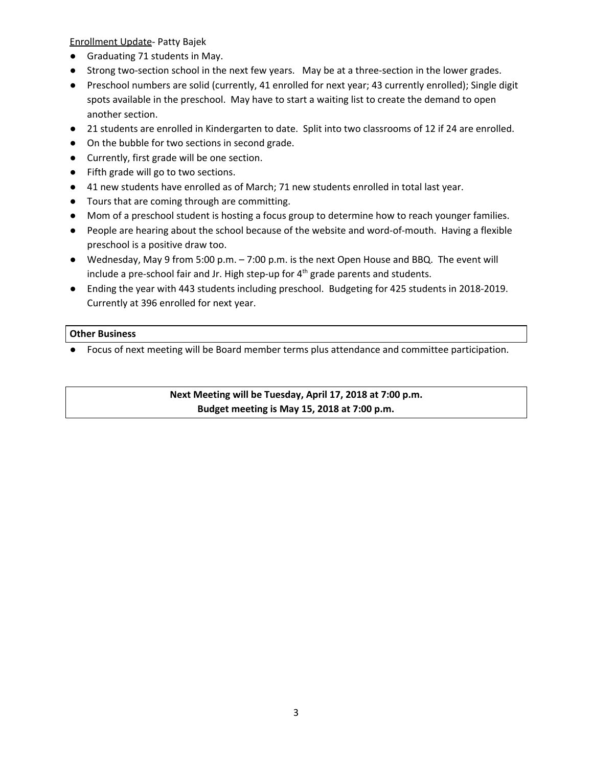Enrollment Update- Patty Bajek

- Graduating 71 students in May.
- Strong two-section school in the next few years. May be at a three-section in the lower grades.
- Preschool numbers are solid (currently, 41 enrolled for next year; 43 currently enrolled); Single digit spots available in the preschool. May have to start a waiting list to create the demand to open another section.
- 21 students are enrolled in Kindergarten to date. Split into two classrooms of 12 if 24 are enrolled.
- On the bubble for two sections in second grade.
- Currently, first grade will be one section.
- Fifth grade will go to two sections.
- 41 new students have enrolled as of March; 71 new students enrolled in total last year.
- Tours that are coming through are committing.
- Mom of a preschool student is hosting a focus group to determine how to reach younger families.
- People are hearing about the school because of the website and word-of-mouth. Having a flexible preschool is a positive draw too.
- Wednesday, May 9 from 5:00 p.m. – 7:00 p.m. is the next Open House and BBQ. The event will include a pre-school fair and Jr. High step-up for 4th grade parents and students.
- Ending the year with 443 students including preschool. Budgeting for 425 students in 2018-2019. Currently at 396 enrolled for next year.

**Other Business**

- Focus of next meeting will be Board member terms plus attendance and committee participation.

**Next Meeting will be Tuesday, April 17, 2018 at 7:00 p.m.**
**Budget meeting is May 15, 2018 at 7:00 p.m.**